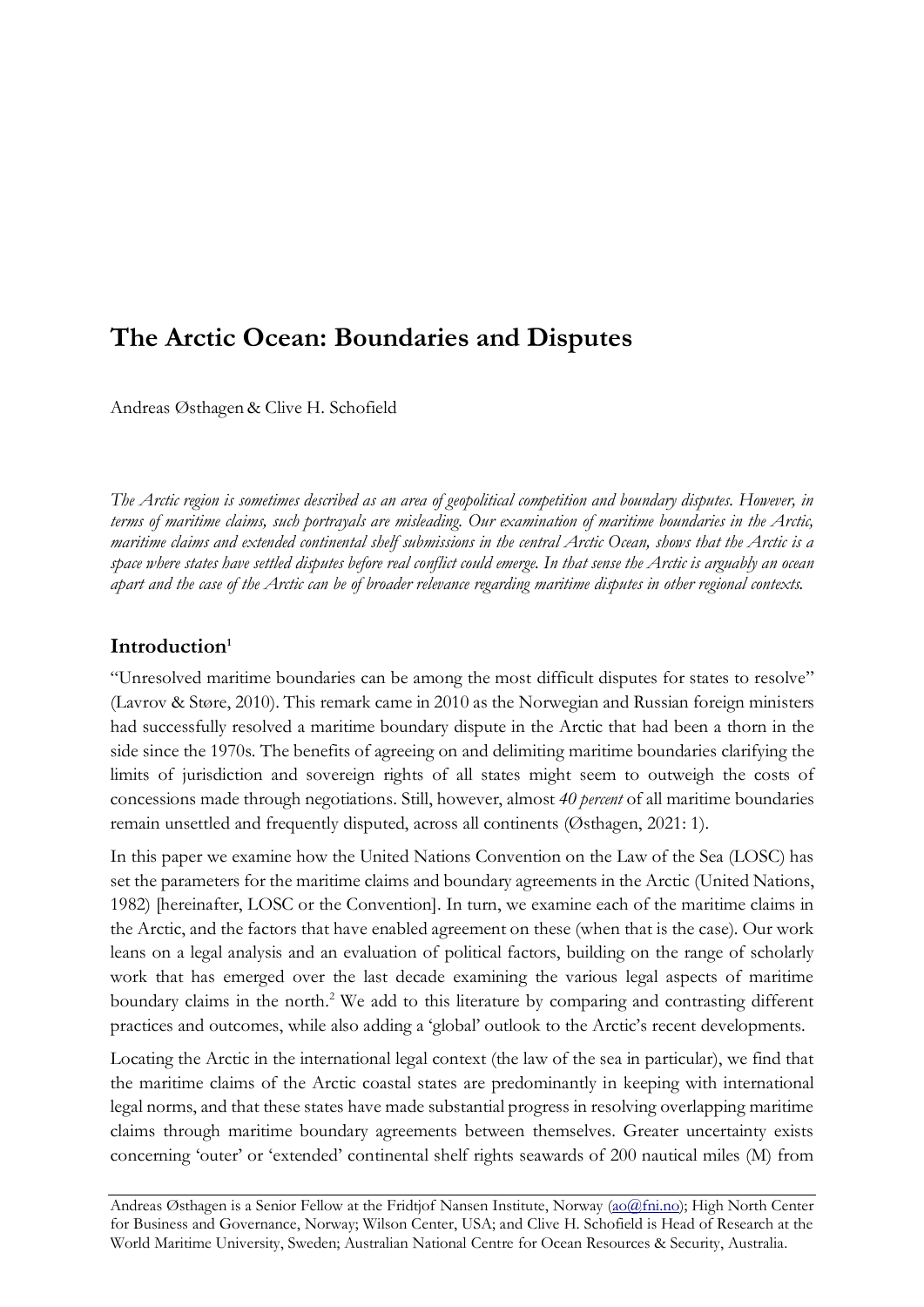# The Arctic Ocean: Boundaries and Disputes

Andreas Østhagen & Clive H. Schofield

*The Arctic region is sometimes described as an area of geopolitical competition and boundary disputes. However, in terms of maritime claims, such portrayals are misleading. Our examination of maritime boundaries in the Arctic, maritime claims and extended continental shelf submissions in the central Arctic Ocean, shows that the Arctic is a space where states have settled disputes before real conflict could emerge. In that sense the Arctic is arguably an ocean apart and the case of the Arctic can be of broader relevance regarding maritime disputes in other regional contexts.*

## Introduction[1]

"Unresolved maritime boundaries can be among the most difficult disputes for states to resolve" (Lavrov & Støre, 2010). This remark came in 2010 as the Norwegian and Russian foreign ministers had successfully resolved a maritime boundary dispute in the Arctic that had been a thorn in the side since the 1970s. The benefits of agreeing on and delimiting maritime boundaries clarifying the limits of jurisdiction and sovereign rights of all states might seem to outweigh the costs of concessions made through negotiations. Still, however, almost *40 percent* of all maritime boundaries remain unsettled and frequently disputed, across all continents (Østhagen, 2021: 1).

In this paper we examine how the United Nations Convention on the Law of the Sea (LOSC) has set the parameters for the maritime claims and boundary agreements in the Arctic (United Nations, 1982) [hereinafter, LOSC or the Convention]. In turn, we examine each of the maritime claims in the Arctic, and the factors that have enabled agreement on these (when that is the case). Our work leans on a legal analysis and an evaluation of political factors, building on the range of scholarly work that has emerged over the last decade examining the various legal aspects of maritime boundary claims in the north.[2] We add to this literature by comparing and contrasting different practices and outcomes, while also adding a 'global' outlook to the Arctic's recent developments.

Locating the Arctic in the international legal context (the law of the sea in particular), we find that the maritime claims of the Arctic coastal states are predominantly in keeping with international legal norms, and that these states have made substantial progress in resolving overlapping maritime claims through maritime boundary agreements between themselves. Greater uncertainty exists concerning 'outer' or 'extended' continental shelf rights seawards of 200 nautical miles (M) from

Andreas Østhagen is a Senior Fellow at the Fridtjof Nansen Institute, Norway (ao@fni.no); High North Center for Business and Governance, Norway; Wilson Center, USA; and Clive H. Schofield is Head of Research at the World Maritime University, Sweden; Australian National Centre for Ocean Resources & Security, Australia.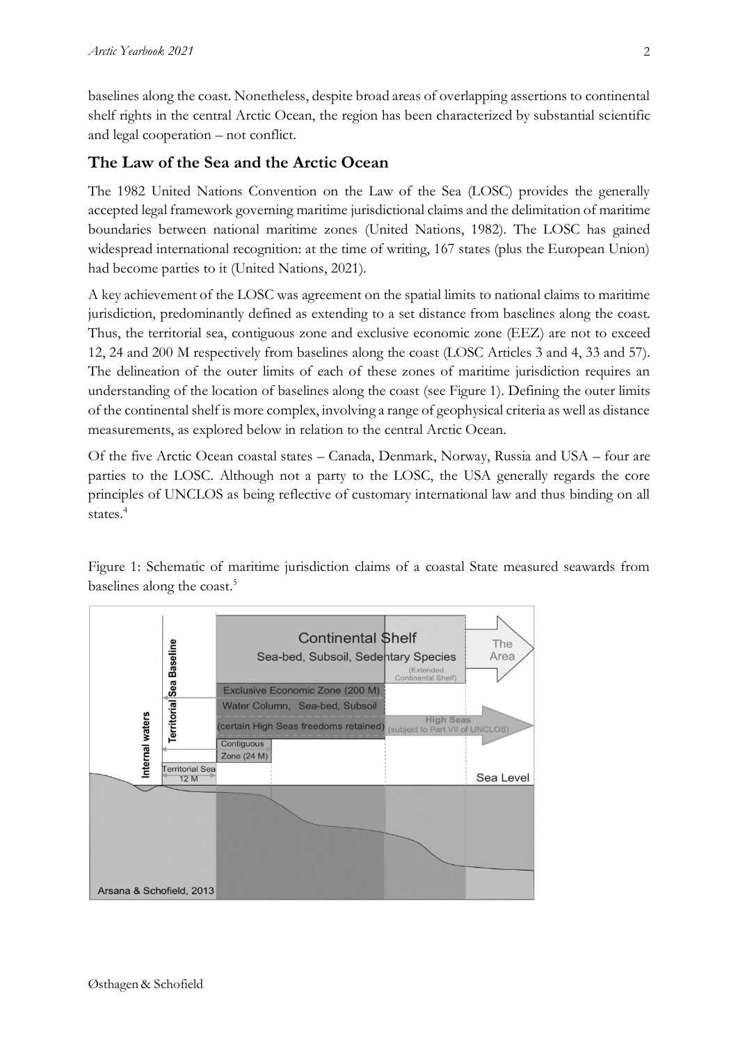baselines along the coast. Nonetheless, despite broad areas of overlapping assertions to continental shelf rights in the central Arctic Ocean, the region has been characterized by substantial scientific and legal cooperation – not conflict.

## The Law of the Sea and the Arctic Ocean

The 1982 United Nations Convention on the Law of the Sea (LOSC) provides the generally accepted legal framework governing maritime jurisdictional claims and the delimitation of maritime boundaries between national maritime zones (United Nations, 1982). The LOSC has gained widespread international recognition: at the time of writing, 167 states (plus the European Union) had become parties to it (United Nations, 2021).

A key achievement of the LOSC was agreement on the spatial limits to national claims to maritime jurisdiction, predominantly defined as extending to a set distance from baselines along the coast. Thus, the territorial sea, contiguous zone and exclusive economic zone (EEZ) are not to exceed 12, 24 and 200 M respectively from baselines along the coast (LOSC Articles 3 and 4, 33 and 57). The delineation of the outer limits of each of these zones of maritime jurisdiction requires an understanding of the location of baselines along the coast (see Figure 1). Defining the outer limits of the continental shelf is more complex, involving a range of geophysical criteria as well as distance measurements, as explored below in relation to the central Arctic Ocean.

Of the five Arctic Ocean coastal states – Canada, Denmark, Norway, Russia and USA – four are parties to the LOSC. Although not a party to the LOSC, the USA generally regards the core principles of UNCLOS as being reflective of customary international law and thus binding on all states.[4]

Figure 1: Schematic of maritime jurisdiction claims of a coastal State measured seawards from baselines along the coast.[5]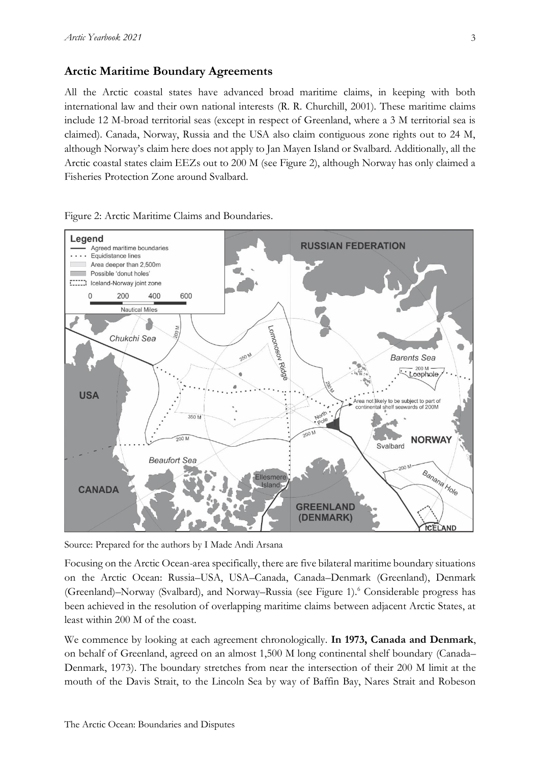## Arctic Maritime Boundary Agreements

All the Arctic coastal states have advanced broad maritime claims, in keeping with both international law and their own national interests (R. R. Churchill, 2001). These maritime claims include 12 M-broad territorial seas (except in respect of Greenland, where a 3 M territorial sea is claimed). Canada, Norway, Russia and the USA also claim contiguous zone rights out to 24 M, although Norway's claim here does not apply to Jan Mayen Island or Svalbard. Additionally, all the Arctic coastal states claim EEZs out to 200 M (see Figure 2), although Norway has only claimed a Fisheries Protection Zone around Svalbard.

Figure 2: Arctic Maritime Claims and Boundaries.

Source: Prepared for the authors by I Made Andi Arsana

Focusing on the Arctic Ocean-area specifically, there are five bilateral maritime boundary situations on the Arctic Ocean: Russia–USA, USA–Canada, Canada–Denmark (Greenland), Denmark (Greenland)–Norway (Svalbard), and Norway–Russia (see Figure 1).[6] Considerable progress has been achieved in the resolution of overlapping maritime claims between adjacent Arctic States, at least within 200 M of the coast.

We commence by looking at each agreement chronologically. **In 1973, Canada and Denmark**, on behalf of Greenland, agreed on an almost 1,500 M long continental shelf boundary (Canada–Denmark, 1973). The boundary stretches from near the intersection of their 200 M limit at the mouth of the Davis Strait, to the Lincoln Sea by way of Baffin Bay, Nares Strait and Robeson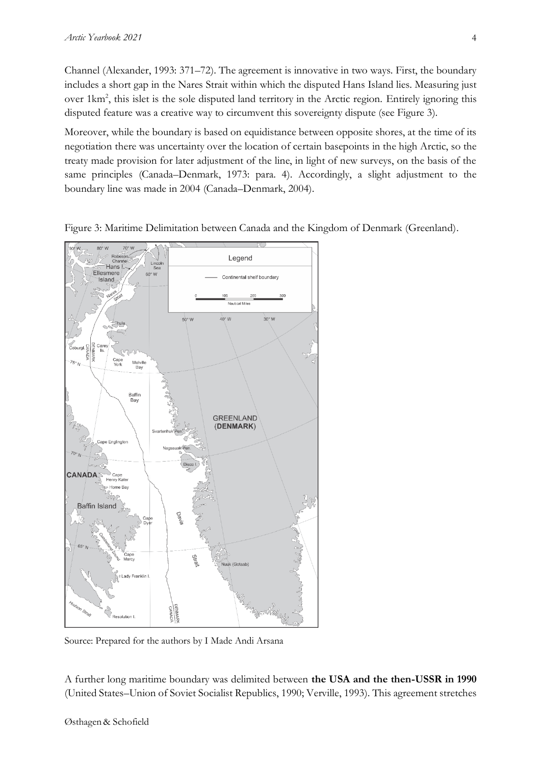Channel (Alexander, 1993: 371–72). The agreement is innovative in two ways. First, the boundary includes a short gap in the Nares Strait within which the disputed Hans Island lies. Measuring just over 1km², this islet is the sole disputed land territory in the Arctic region. Entirely ignoring this disputed feature was a creative way to circumvent this sovereignty dispute (see Figure 3).

Moreover, while the boundary is based on equidistance between opposite shores, at the time of its negotiation there was uncertainty over the location of certain basepoints in the high Arctic, so the treaty made provision for later adjustment of the line, in light of new surveys, on the basis of the same principles (Canada–Denmark, 1973: para. 4). Accordingly, a slight adjustment to the boundary line was made in 2004 (Canada–Denmark, 2004).

Figure 3: Maritime Delimitation between Canada and the Kingdom of Denmark (Greenland).

Source: Prepared for the authors by I Made Andi Arsana

A further long maritime boundary was delimited between **the USA and the then-USSR in 1990** (United States–Union of Soviet Socialist Republics, 1990; Verville, 1993). This agreement stretches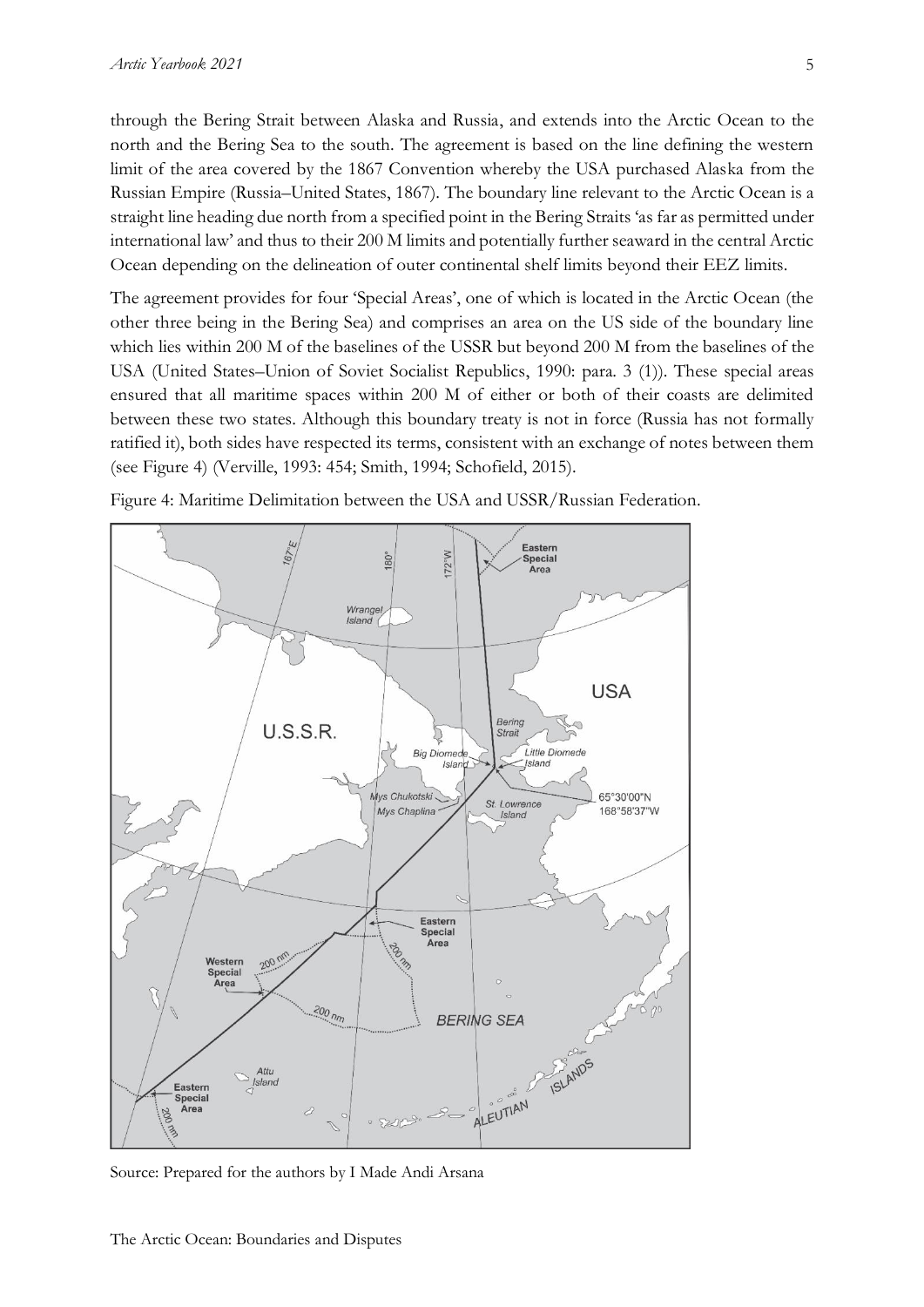through the Bering Strait between Alaska and Russia, and extends into the Arctic Ocean to the north and the Bering Sea to the south. The agreement is based on the line defining the western limit of the area covered by the 1867 Convention whereby the USA purchased Alaska from the Russian Empire (Russia–United States, 1867). The boundary line relevant to the Arctic Ocean is a straight line heading due north from a specified point in the Bering Straits 'as far as permitted under international law' and thus to their 200 M limits and potentially further seaward in the central Arctic Ocean depending on the delineation of outer continental shelf limits beyond their EEZ limits.

The agreement provides for four 'Special Areas', one of which is located in the Arctic Ocean (the other three being in the Bering Sea) and comprises an area on the US side of the boundary line which lies within 200 M of the baselines of the USSR but beyond 200 M from the baselines of the USA (United States–Union of Soviet Socialist Republics, 1990: para. 3 (1)). These special areas ensured that all maritime spaces within 200 M of either or both of their coasts are delimited between these two states. Although this boundary treaty is not in force (Russia has not formally ratified it), both sides have respected its terms, consistent with an exchange of notes between them (see Figure 4) (Verville, 1993: 454; Smith, 1994; Schofield, 2015).

Figure 4: Maritime Delimitation between the USA and USSR/Russian Federation.

Source: Prepared for the authors by I Made Andi Arsana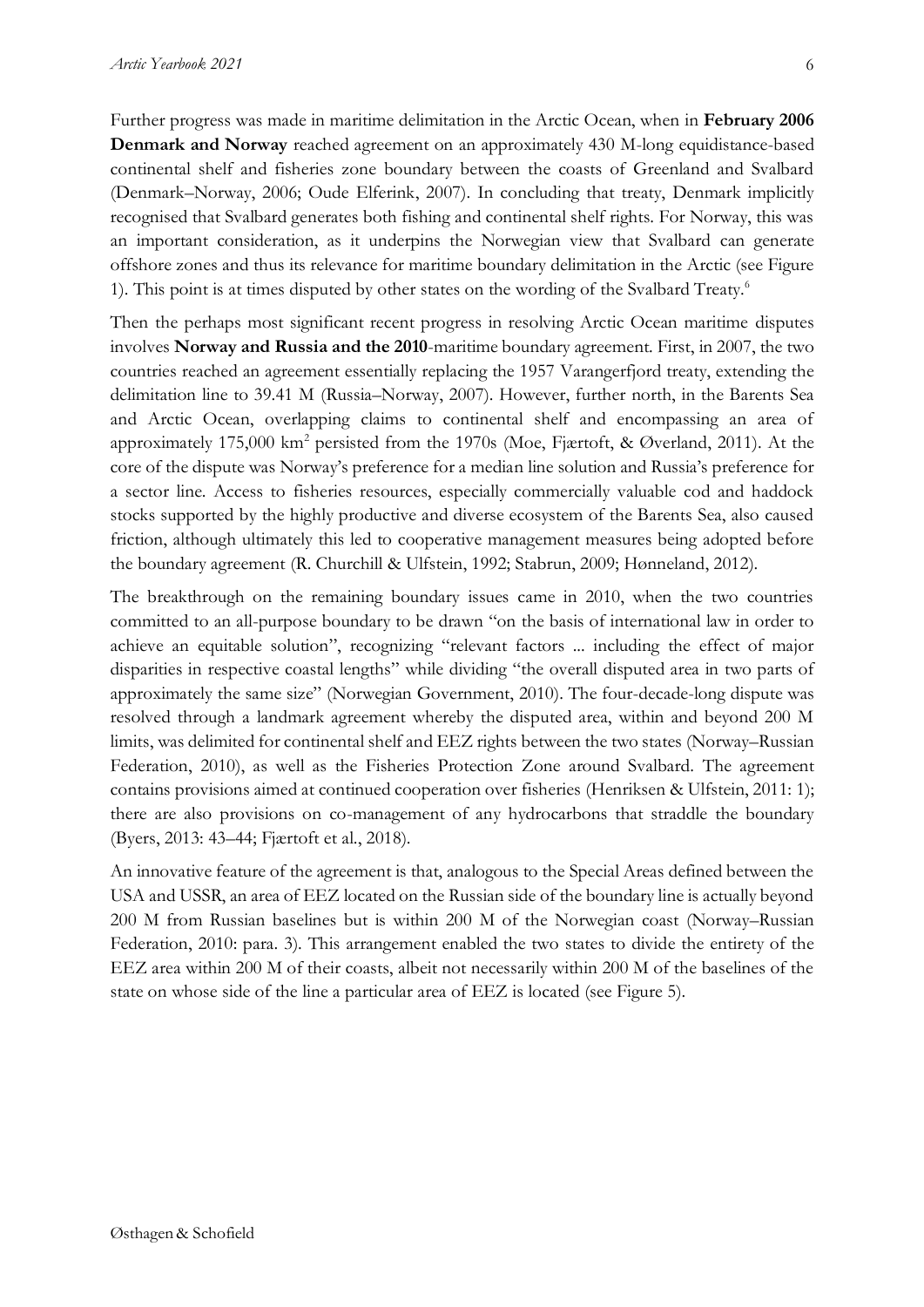Further progress was made in maritime delimitation in the Arctic Ocean, when in **February 2006 Denmark and Norway** reached agreement on an approximately 430 M-long equidistance-based continental shelf and fisheries zone boundary between the coasts of Greenland and Svalbard (Denmark–Norway, 2006; Oude Elferink, 2007). In concluding that treaty, Denmark implicitly recognised that Svalbard generates both fishing and continental shelf rights. For Norway, this was an important consideration, as it underpins the Norwegian view that Svalbard can generate offshore zones and thus its relevance for maritime boundary delimitation in the Arctic (see Figure 1). This point is at times disputed by other states on the wording of the Svalbard Treaty.[6]

Then the perhaps most significant recent progress in resolving Arctic Ocean maritime disputes involves **Norway and Russia and the 2010**-maritime boundary agreement. First, in 2007, the two countries reached an agreement essentially replacing the 1957 Varangerfjord treaty, extending the delimitation line to 39.41 M (Russia–Norway, 2007). However, further north, in the Barents Sea and Arctic Ocean, overlapping claims to continental shelf and encompassing an area of approximately 175,000 km$^2$ persisted from the 1970s (Moe, Fjærtoft, & Øverland, 2011). At the core of the dispute was Norway's preference for a median line solution and Russia's preference for a sector line. Access to fisheries resources, especially commercially valuable cod and haddock stocks supported by the highly productive and diverse ecosystem of the Barents Sea, also caused friction, although ultimately this led to cooperative management measures being adopted before the boundary agreement (R. Churchill & Ulfstein, 1992; Stabrun, 2009; Hønneland, 2012).

The breakthrough on the remaining boundary issues came in 2010, when the two countries committed to an all-purpose boundary to be drawn "on the basis of international law in order to achieve an equitable solution", recognizing "relevant factors ... including the effect of major disparities in respective coastal lengths" while dividing "the overall disputed area in two parts of approximately the same size" (Norwegian Government, 2010). The four-decade-long dispute was resolved through a landmark agreement whereby the disputed area, within and beyond 200 M limits, was delimited for continental shelf and EEZ rights between the two states (Norway–Russian Federation, 2010), as well as the Fisheries Protection Zone around Svalbard. The agreement contains provisions aimed at continued cooperation over fisheries (Henriksen & Ulfstein, 2011: 1); there are also provisions on co-management of any hydrocarbons that straddle the boundary (Byers, 2013: 43–44; Fjærtoft et al., 2018).

An innovative feature of the agreement is that, analogous to the Special Areas defined between the USA and USSR, an area of EEZ located on the Russian side of the boundary line is actually beyond 200 M from Russian baselines but is within 200 M of the Norwegian coast (Norway–Russian Federation, 2010: para. 3). This arrangement enabled the two states to divide the entirety of the EEZ area within 200 M of their coasts, albeit not necessarily within 200 M of the baselines of the state on whose side of the line a particular area of EEZ is located (see Figure 5).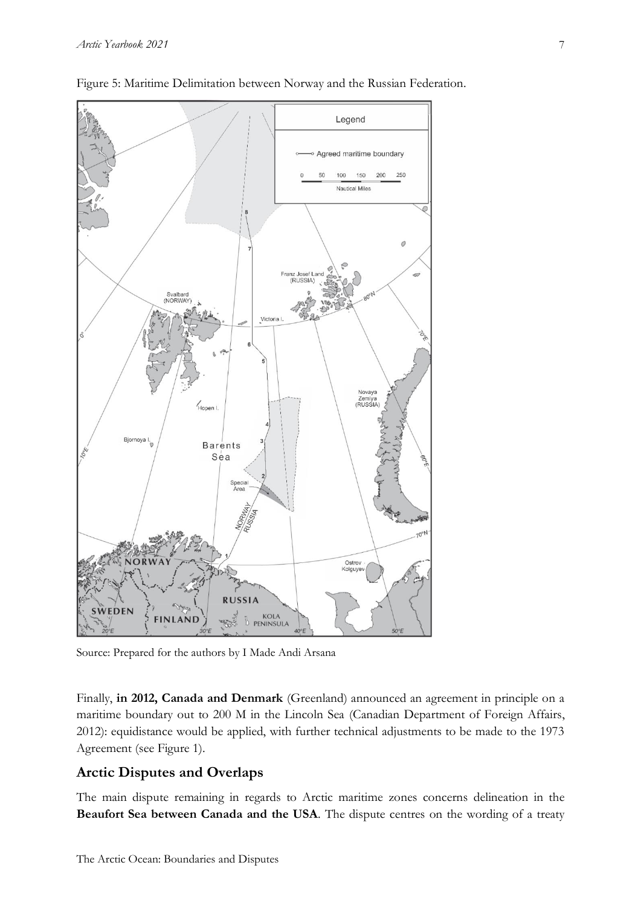Figure 5: Maritime Delimitation between Norway and the Russian Federation.

Source: Prepared for the authors by I Made Andi Arsana

Finally, **in 2012, Canada and Denmark** (Greenland) announced an agreement in principle on a maritime boundary out to 200 M in the Lincoln Sea (Canadian Department of Foreign Affairs, 2012): equidistance would be applied, with further technical adjustments to be made to the 1973 Agreement (see Figure 1).

## Arctic Disputes and Overlaps

The main dispute remaining in regards to Arctic maritime zones concerns delineation in the **Beaufort Sea between Canada and the USA**. The dispute centres on the wording of a treaty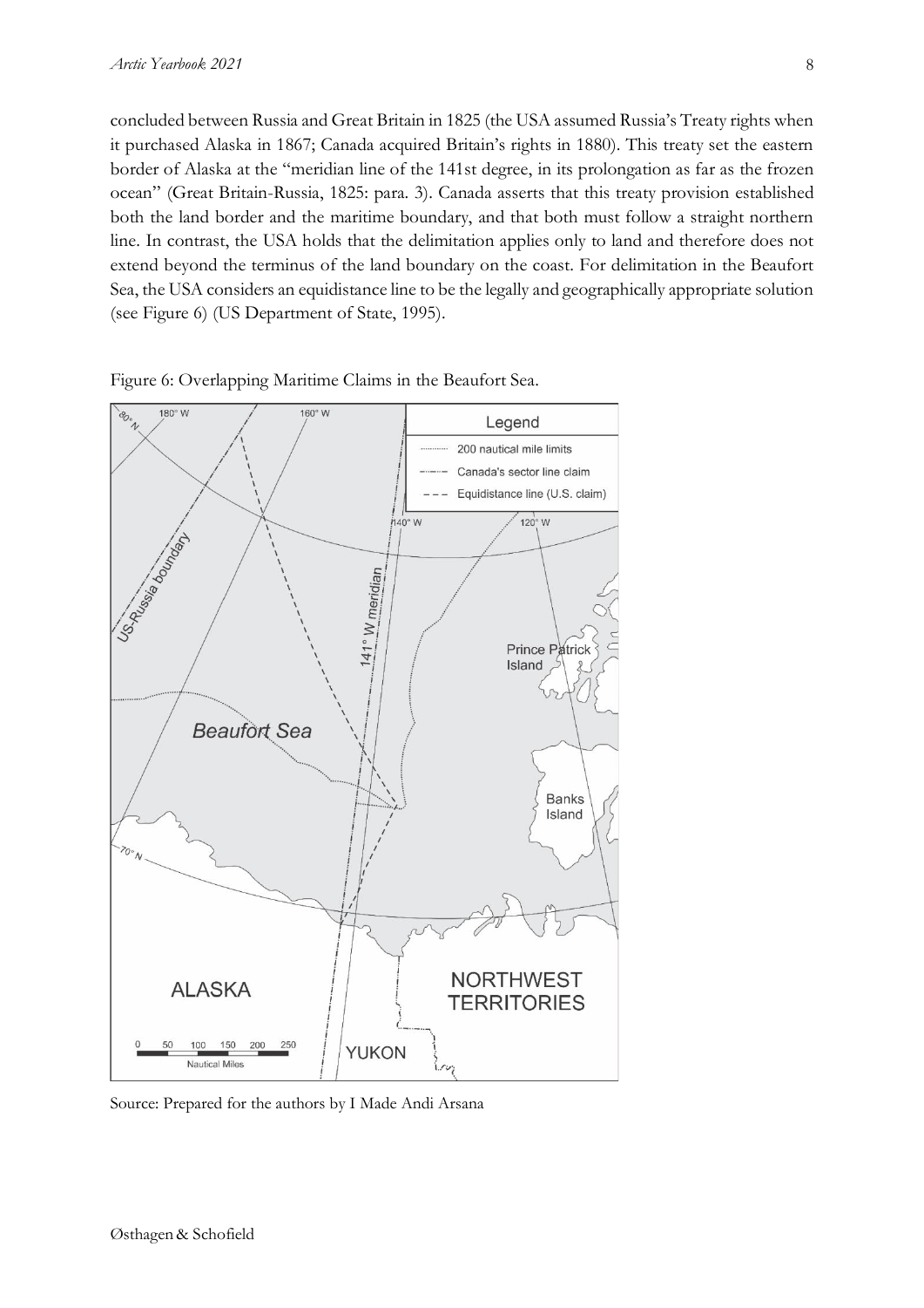concluded between Russia and Great Britain in 1825 (the USA assumed Russia's Treaty rights when it purchased Alaska in 1867; Canada acquired Britain's rights in 1880). This treaty set the eastern border of Alaska at the "meridian line of the 141st degree, in its prolongation as far as the frozen ocean" (Great Britain-Russia, 1825: para. 3). Canada asserts that this treaty provision established both the land border and the maritime boundary, and that both must follow a straight northern line. In contrast, the USA holds that the delimitation applies only to land and therefore does not extend beyond the terminus of the land boundary on the coast. For delimitation in the Beaufort Sea, the USA considers an equidistance line to be the legally and geographically appropriate solution (see Figure 6) (US Department of State, 1995).

Figure 6: Overlapping Maritime Claims in the Beaufort Sea.

Source: Prepared for the authors by I Made Andi Arsana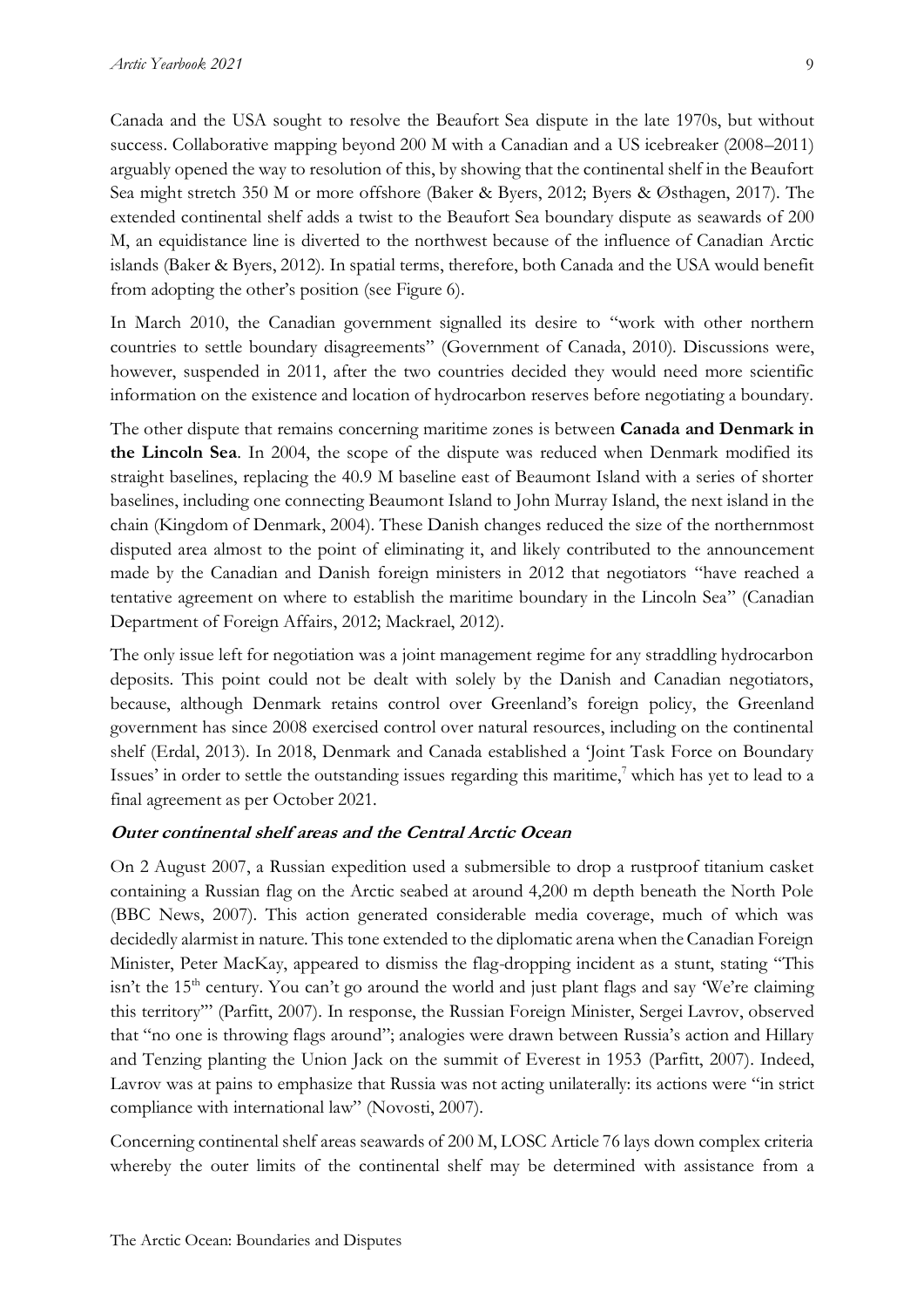Canada and the USA sought to resolve the Beaufort Sea dispute in the late 1970s, but without success. Collaborative mapping beyond 200 M with a Canadian and a US icebreaker (2008–2011) arguably opened the way to resolution of this, by showing that the continental shelf in the Beaufort Sea might stretch 350 M or more offshore (Baker & Byers, 2012; Byers & Østhagen, 2017). The extended continental shelf adds a twist to the Beaufort Sea boundary dispute as seawards of 200 M, an equidistance line is diverted to the northwest because of the influence of Canadian Arctic islands (Baker & Byers, 2012). In spatial terms, therefore, both Canada and the USA would benefit from adopting the other's position (see Figure 6).

In March 2010, the Canadian government signalled its desire to "work with other northern countries to settle boundary disagreements" (Government of Canada, 2010). Discussions were, however, suspended in 2011, after the two countries decided they would need more scientific information on the existence and location of hydrocarbon reserves before negotiating a boundary.

The other dispute that remains concerning maritime zones is between **Canada and Denmark in the Lincoln Sea**. In 2004, the scope of the dispute was reduced when Denmark modified its straight baselines, replacing the 40.9 M baseline east of Beaumont Island with a series of shorter baselines, including one connecting Beaumont Island to John Murray Island, the next island in the chain (Kingdom of Denmark, 2004). These Danish changes reduced the size of the northernmost disputed area almost to the point of eliminating it, and likely contributed to the announcement made by the Canadian and Danish foreign ministers in 2012 that negotiators "have reached a tentative agreement on where to establish the maritime boundary in the Lincoln Sea" (Canadian Department of Foreign Affairs, 2012; Mackrael, 2012).

The only issue left for negotiation was a joint management regime for any straddling hydrocarbon deposits. This point could not be dealt with solely by the Danish and Canadian negotiators, because, although Denmark retains control over Greenland's foreign policy, the Greenland government has since 2008 exercised control over natural resources, including on the continental shelf (Erdal, 2013). In 2018, Denmark and Canada established a 'Joint Task Force on Boundary Issues' in order to settle the outstanding issues regarding this maritime,[7] which has yet to lead to a final agreement as per October 2021.

### ***Outer continental shelf areas and the Central Arctic Ocean***

On 2 August 2007, a Russian expedition used a submersible to drop a rustproof titanium casket containing a Russian flag on the Arctic seabed at around 4,200 m depth beneath the North Pole (BBC News, 2007). This action generated considerable media coverage, much of which was decidedly alarmist in nature. This tone extended to the diplomatic arena when the Canadian Foreign Minister, Peter MacKay, appeared to dismiss the flag-dropping incident as a stunt, stating "This isn't the 15th century. You can't go around the world and just plant flags and say 'We're claiming this territory'" (Parfitt, 2007). In response, the Russian Foreign Minister, Sergei Lavrov, observed that "no one is throwing flags around"; analogies were drawn between Russia's action and Hillary and Tenzing planting the Union Jack on the summit of Everest in 1953 (Parfitt, 2007). Indeed, Lavrov was at pains to emphasize that Russia was not acting unilaterally: its actions were "in strict compliance with international law" (Novosti, 2007).

Concerning continental shelf areas seawards of 200 M, LOSC Article 76 lays down complex criteria whereby the outer limits of the continental shelf may be determined with assistance from a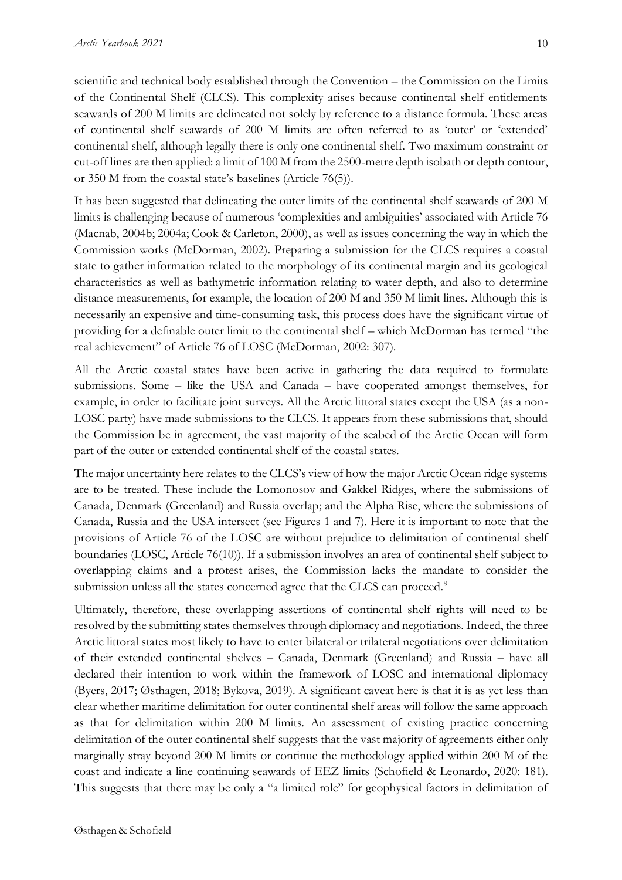scientific and technical body established through the Convention – the Commission on the Limits of the Continental Shelf (CLCS). This complexity arises because continental shelf entitlements seawards of 200 M limits are delineated not solely by reference to a distance formula. These areas of continental shelf seawards of 200 M limits are often referred to as 'outer' or 'extended' continental shelf, although legally there is only one continental shelf. Two maximum constraint or cut-off lines are then applied: a limit of 100 M from the 2500-metre depth isobath or depth contour, or 350 M from the coastal state's baselines (Article 76(5)).

It has been suggested that delineating the outer limits of the continental shelf seawards of 200 M limits is challenging because of numerous 'complexities and ambiguities' associated with Article 76 (Macnab, 2004b; 2004a; Cook & Carleton, 2000), as well as issues concerning the way in which the Commission works (McDorman, 2002). Preparing a submission for the CLCS requires a coastal state to gather information related to the morphology of its continental margin and its geological characteristics as well as bathymetric information relating to water depth, and also to determine distance measurements, for example, the location of 200 M and 350 M limit lines. Although this is necessarily an expensive and time-consuming task, this process does have the significant virtue of providing for a definable outer limit to the continental shelf – which McDorman has termed "the real achievement" of Article 76 of LOSC (McDorman, 2002: 307).

All the Arctic coastal states have been active in gathering the data required to formulate submissions. Some – like the USA and Canada – have cooperated amongst themselves, for example, in order to facilitate joint surveys. All the Arctic littoral states except the USA (as a non-LOSC party) have made submissions to the CLCS. It appears from these submissions that, should the Commission be in agreement, the vast majority of the seabed of the Arctic Ocean will form part of the outer or extended continental shelf of the coastal states.

The major uncertainty here relates to the CLCS's view of how the major Arctic Ocean ridge systems are to be treated. These include the Lomonosov and Gakkel Ridges, where the submissions of Canada, Denmark (Greenland) and Russia overlap; and the Alpha Rise, where the submissions of Canada, Russia and the USA intersect (see Figures 1 and 7). Here it is important to note that the provisions of Article 76 of the LOSC are without prejudice to delimitation of continental shelf boundaries (LOSC, Article 76(10)). If a submission involves an area of continental shelf subject to overlapping claims and a protest arises, the Commission lacks the mandate to consider the submission unless all the states concerned agree that the CLCS can proceed.[8]

Ultimately, therefore, these overlapping assertions of continental shelf rights will need to be resolved by the submitting states themselves through diplomacy and negotiations. Indeed, the three Arctic littoral states most likely to have to enter bilateral or trilateral negotiations over delimitation of their extended continental shelves – Canada, Denmark (Greenland) and Russia – have all declared their intention to work within the framework of LOSC and international diplomacy (Byers, 2017; Østhagen, 2018; Bykova, 2019). A significant caveat here is that it is as yet less than clear whether maritime delimitation for outer continental shelf areas will follow the same approach as that for delimitation within 200 M limits. An assessment of existing practice concerning delimitation of the outer continental shelf suggests that the vast majority of agreements either only marginally stray beyond 200 M limits or continue the methodology applied within 200 M of the coast and indicate a line continuing seawards of EEZ limits (Schofield & Leonardo, 2020: 181). This suggests that there may be only a "a limited role" for geophysical factors in delimitation of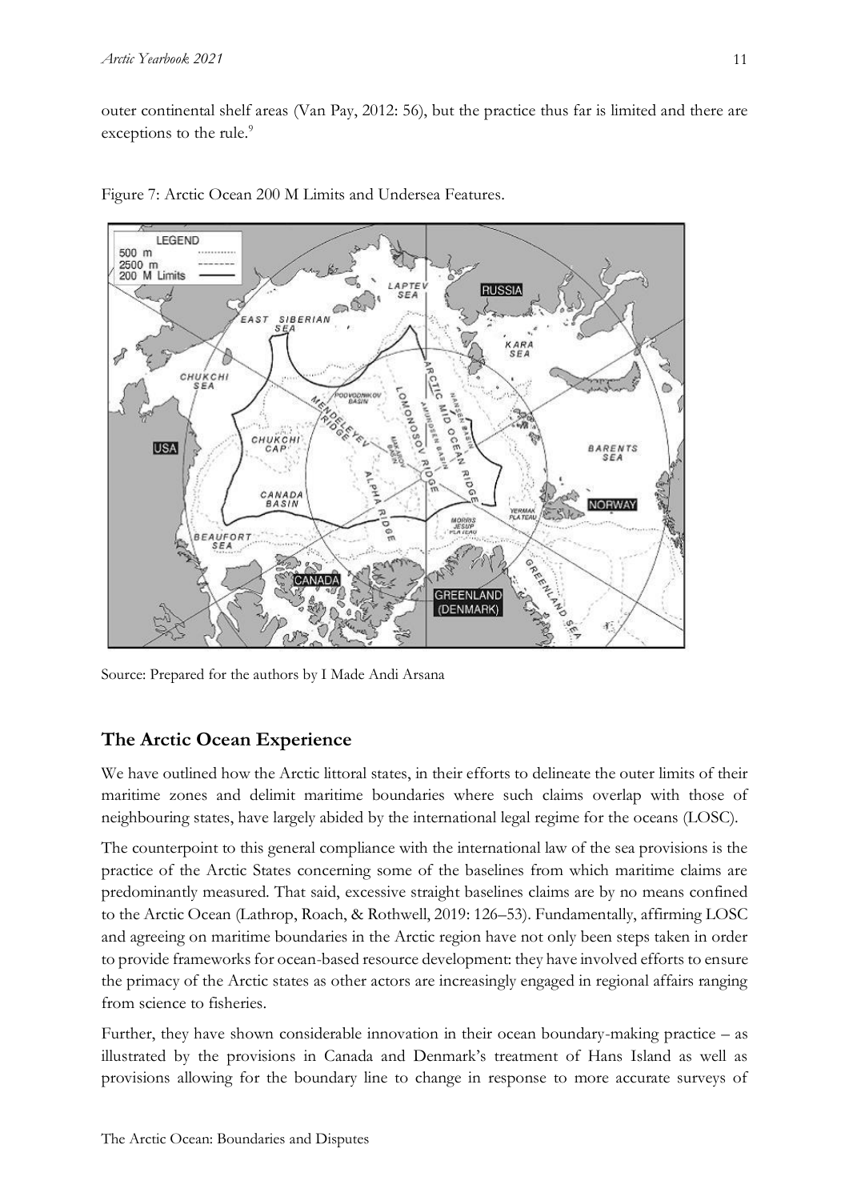outer continental shelf areas (Van Pay, 2012: 56), but the practice thus far is limited and there are exceptions to the rule.[9]

Figure 7: Arctic Ocean 200 M Limits and Undersea Features.

Source: Prepared for the authors by I Made Andi Arsana

## The Arctic Ocean Experience

We have outlined how the Arctic littoral states, in their efforts to delineate the outer limits of their maritime zones and delimit maritime boundaries where such claims overlap with those of neighbouring states, have largely abided by the international legal regime for the oceans (LOSC).

The counterpoint to this general compliance with the international law of the sea provisions is the practice of the Arctic States concerning some of the baselines from which maritime claims are predominantly measured. That said, excessive straight baselines claims are by no means confined to the Arctic Ocean (Lathrop, Roach, & Rothwell, 2019: 126–53). Fundamentally, affirming LOSC and agreeing on maritime boundaries in the Arctic region have not only been steps taken in order to provide frameworks for ocean-based resource development: they have involved efforts to ensure the primacy of the Arctic states as other actors are increasingly engaged in regional affairs ranging from science to fisheries.

Further, they have shown considerable innovation in their ocean boundary-making practice – as illustrated by the provisions in Canada and Denmark's treatment of Hans Island as well as provisions allowing for the boundary line to change in response to more accurate surveys of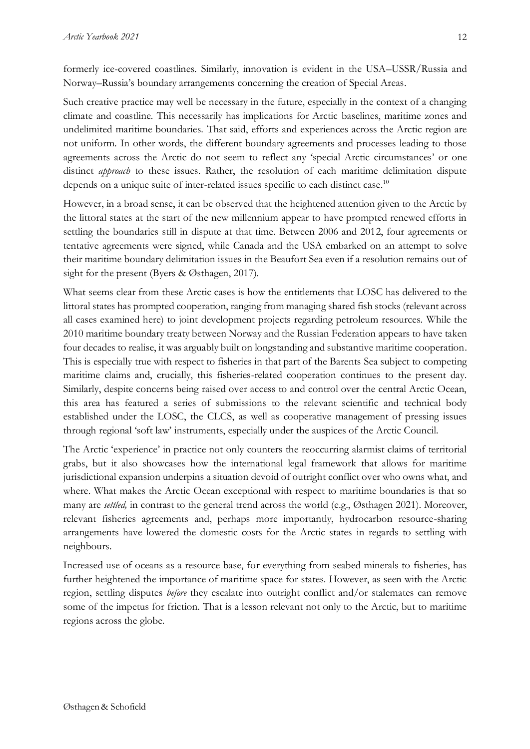formerly ice-covered coastlines. Similarly, innovation is evident in the USA–USSR/Russia and Norway–Russia's boundary arrangements concerning the creation of Special Areas.

Such creative practice may well be necessary in the future, especially in the context of a changing climate and coastline. This necessarily has implications for Arctic baselines, maritime zones and undelimited maritime boundaries. That said, efforts and experiences across the Arctic region are not uniform. In other words, the different boundary agreements and processes leading to those agreements across the Arctic do not seem to reflect any 'special Arctic circumstances' or one distinct *approach* to these issues. Rather, the resolution of each maritime delimitation dispute depends on a unique suite of inter-related issues specific to each distinct case.[10]

However, in a broad sense, it can be observed that the heightened attention given to the Arctic by the littoral states at the start of the new millennium appear to have prompted renewed efforts in settling the boundaries still in dispute at that time. Between 2006 and 2012, four agreements or tentative agreements were signed, while Canada and the USA embarked on an attempt to solve their maritime boundary delimitation issues in the Beaufort Sea even if a resolution remains out of sight for the present (Byers & Østhagen, 2017).

What seems clear from these Arctic cases is how the entitlements that LOSC has delivered to the littoral states has prompted cooperation, ranging from managing shared fish stocks (relevant across all cases examined here) to joint development projects regarding petroleum resources. While the 2010 maritime boundary treaty between Norway and the Russian Federation appears to have taken four decades to realise, it was arguably built on longstanding and substantive maritime cooperation. This is especially true with respect to fisheries in that part of the Barents Sea subject to competing maritime claims and, crucially, this fisheries-related cooperation continues to the present day. Similarly, despite concerns being raised over access to and control over the central Arctic Ocean, this area has featured a series of submissions to the relevant scientific and technical body established under the LOSC, the CLCS, as well as cooperative management of pressing issues through regional 'soft law' instruments, especially under the auspices of the Arctic Council.

The Arctic 'experience' in practice not only counters the reoccurring alarmist claims of territorial grabs, but it also showcases how the international legal framework that allows for maritime jurisdictional expansion underpins a situation devoid of outright conflict over who owns what, and where. What makes the Arctic Ocean exceptional with respect to maritime boundaries is that so many are *settled,* in contrast to the general trend across the world (e.g., Østhagen 2021). Moreover, relevant fisheries agreements and, perhaps more importantly, hydrocarbon resource-sharing arrangements have lowered the domestic costs for the Arctic states in regards to settling with neighbours.

Increased use of oceans as a resource base, for everything from seabed minerals to fisheries, has further heightened the importance of maritime space for states. However, as seen with the Arctic region, settling disputes *before* they escalate into outright conflict and/or stalemates can remove some of the impetus for friction. That is a lesson relevant not only to the Arctic, but to maritime regions across the globe.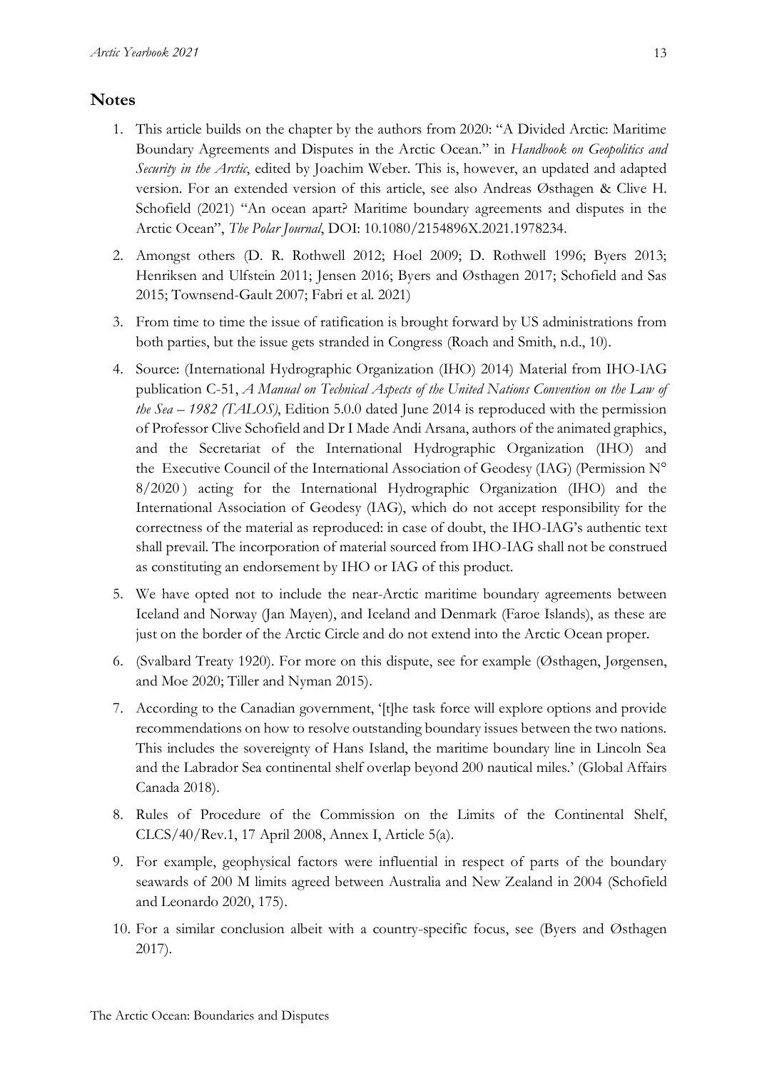## Notes

1. This article builds on the chapter by the authors from 2020: "A Divided Arctic: Maritime Boundary Agreements and Disputes in the Arctic Ocean." in *Handbook on Geopolitics and Security in the Arctic*, edited by Joachim Weber. This is, however, an updated and adapted version. For an extended version of this article, see also Andreas Østhagen & Clive H. Schofield (2021) "An ocean apart? Maritime boundary agreements and disputes in the Arctic Ocean", *The Polar Journal*, DOI: 10.1080/2154896X.2021.1978234.
2. Amongst others (D. R. Rothwell 2012; Hoel 2009; D. Rothwell 1996; Byers 2013; Henriksen and Ulfstein 2011; Jensen 2016; Byers and Østhagen 2017; Schofield and Sas 2015; Townsend-Gault 2007; Fabri et al. 2021)
3. From time to time the issue of ratification is brought forward by US administrations from both parties, but the issue gets stranded in Congress (Roach and Smith, n.d., 10).
4. Source: (International Hydrographic Organization (IHO) 2014) Material from IHO-IAG publication C-51, *A Manual on Technical Aspects of the United Nations Convention on the Law of the Sea – 1982 (TALOS)*, Edition 5.0.0 dated June 2014 is reproduced with the permission of Professor Clive Schofield and Dr I Made Andi Arsana, authors of the animated graphics, and the Secretariat of the International Hydrographic Organization (IHO) and the Executive Council of the International Association of Geodesy (IAG) (Permission N° 8/2020 ) acting for the International Hydrographic Organization (IHO) and the International Association of Geodesy (IAG), which do not accept responsibility for the correctness of the material as reproduced: in case of doubt, the IHO-IAG's authentic text shall prevail. The incorporation of material sourced from IHO-IAG shall not be construed as constituting an endorsement by IHO or IAG of this product.
5. We have opted not to include the near-Arctic maritime boundary agreements between Iceland and Norway (Jan Mayen), and Iceland and Denmark (Faroe Islands), as these are just on the border of the Arctic Circle and do not extend into the Arctic Ocean proper.
6. (Svalbard Treaty 1920). For more on this dispute, see for example (Østhagen, Jørgensen, and Moe 2020; Tiller and Nyman 2015).
7. According to the Canadian government, '[t]he task force will explore options and provide recommendations on how to resolve outstanding boundary issues between the two nations. This includes the sovereignty of Hans Island, the maritime boundary line in Lincoln Sea and the Labrador Sea continental shelf overlap beyond 200 nautical miles.' (Global Affairs Canada 2018).
8. Rules of Procedure of the Commission on the Limits of the Continental Shelf, CLCS/40/Rev.1, 17 April 2008, Annex I, Article 5(a).
9. For example, geophysical factors were influential in respect of parts of the boundary seawards of 200 M limits agreed between Australia and New Zealand in 2004 (Schofield and Leonardo 2020, 175).
10. For a similar conclusion albeit with a country-specific focus, see (Byers and Østhagen 2017).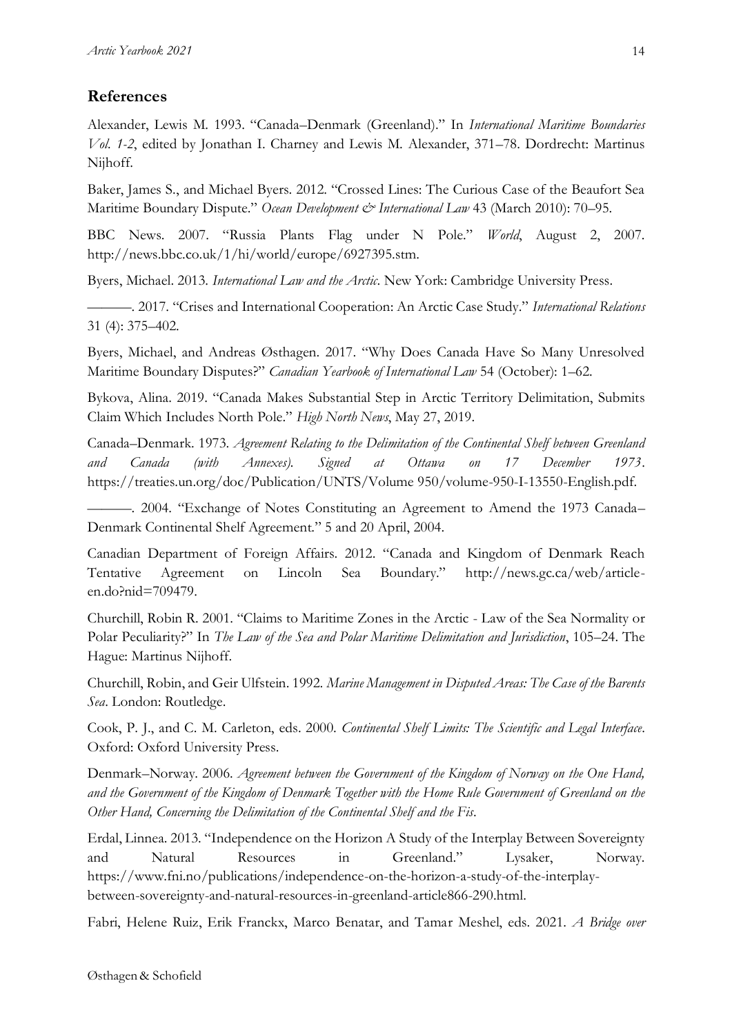## References

Alexander, Lewis M. 1993. "Canada–Denmark (Greenland)." In *International Maritime Boundaries Vol. 1-2*, edited by Jonathan I. Charney and Lewis M. Alexander, 371–78. Dordrecht: Martinus Nijhoff.

Baker, James S., and Michael Byers. 2012. "Crossed Lines: The Curious Case of the Beaufort Sea Maritime Boundary Dispute." *Ocean Development & International Law* 43 (March 2010): 70–95.

BBC News. 2007. "Russia Plants Flag under N Pole." *World*, August 2, 2007. http://news.bbc.co.uk/1/hi/world/europe/6927395.stm.

Byers, Michael. 2013. *International Law and the Arctic*. New York: Cambridge University Press.

———. 2017. "Crises and International Cooperation: An Arctic Case Study." *International Relations* 31 (4): 375–402.

Byers, Michael, and Andreas Østhagen. 2017. "Why Does Canada Have So Many Unresolved Maritime Boundary Disputes?" *Canadian Yearbook of International Law* 54 (October): 1–62.

Bykova, Alina. 2019. "Canada Makes Substantial Step in Arctic Territory Delimitation, Submits Claim Which Includes North Pole." *High North News*, May 27, 2019.

Canada–Denmark. 1973. *Agreement Relating to the Delimitation of the Continental Shelf between Greenland and Canada (with Annexes). Signed at Ottawa on 17 December 1973*. https://treaties.un.org/doc/Publication/UNTS/Volume 950/volume-950-I-13550-English.pdf.

———. 2004. "Exchange of Notes Constituting an Agreement to Amend the 1973 Canada–Denmark Continental Shelf Agreement." 5 and 20 April, 2004.

Canadian Department of Foreign Affairs. 2012. "Canada and Kingdom of Denmark Reach Tentative Agreement on Lincoln Sea Boundary." http://news.gc.ca/web/article-en.do?nid=709479.

Churchill, Robin R. 2001. "Claims to Maritime Zones in the Arctic - Law of the Sea Normality or Polar Peculiarity?" In *The Law of the Sea and Polar Maritime Delimitation and Jurisdiction*, 105–24. The Hague: Martinus Nijhoff.

Churchill, Robin, and Geir Ulfstein. 1992. *Marine Management in Disputed Areas: The Case of the Barents Sea*. London: Routledge.

Cook, P. J., and C. M. Carleton, eds. 2000. *Continental Shelf Limits: The Scientific and Legal Interface*. Oxford: Oxford University Press.

Denmark–Norway. 2006. *Agreement between the Government of the Kingdom of Norway on the One Hand, and the Government of the Kingdom of Denmark Together with the Home Rule Government of Greenland on the Other Hand, Concerning the Delimitation of the Continental Shelf and the Fis*.

Erdal, Linnea. 2013. "Independence on the Horizon A Study of the Interplay Between Sovereignty and Natural Resources in Greenland." Lysaker, Norway. https://www.fni.no/publications/independence-on-the-horizon-a-study-of-the-interplay-between-sovereignty-and-natural-resources-in-greenland-article866-290.html.

Fabri, Helene Ruiz, Erik Franckx, Marco Benatar, and Tamar Meshel, eds. 2021. *A Bridge over*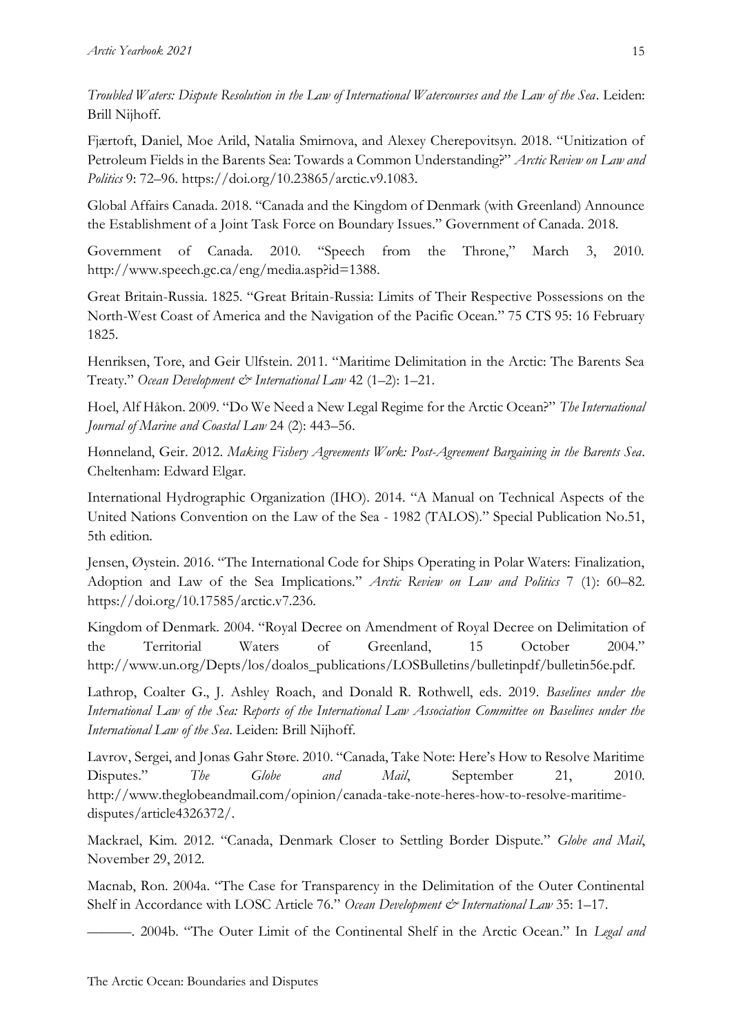*Troubled Waters: Dispute Resolution in the Law of International Watercourses and the Law of the Sea*. Leiden: Brill Nijhoff.

Fjærtoft, Daniel, Moe Arild, Natalia Smirnova, and Alexey Cherepovitsyn. 2018. "Unitization of Petroleum Fields in the Barents Sea: Towards a Common Understanding?" *Arctic Review on Law and Politics* 9: 72–96. https://doi.org/10.23865/arctic.v9.1083.

Global Affairs Canada. 2018. "Canada and the Kingdom of Denmark (with Greenland) Announce the Establishment of a Joint Task Force on Boundary Issues." Government of Canada. 2018.

Government of Canada. 2010. "Speech from the Throne," March 3, 2010. http://www.speech.gc.ca/eng/media.asp?id=1388.

Great Britain-Russia. 1825. "Great Britain-Russia: Limits of Their Respective Possessions on the North-West Coast of America and the Navigation of the Pacific Ocean." 75 CTS 95: 16 February 1825.

Henriksen, Tore, and Geir Ulfstein. 2011. "Maritime Delimitation in the Arctic: The Barents Sea Treaty." *Ocean Development & International Law* 42 (1–2): 1–21.

Hoel, Alf Håkon. 2009. "Do We Need a New Legal Regime for the Arctic Ocean?" *The International Journal of Marine and Coastal Law* 24 (2): 443–56.

Hønneland, Geir. 2012. *Making Fishery Agreements Work: Post-Agreement Bargaining in the Barents Sea*. Cheltenham: Edward Elgar.

International Hydrographic Organization (IHO). 2014. "A Manual on Technical Aspects of the United Nations Convention on the Law of the Sea - 1982 (TALOS)." Special Publication No.51, 5th edition.

Jensen, Øystein. 2016. "The International Code for Ships Operating in Polar Waters: Finalization, Adoption and Law of the Sea Implications." *Arctic Review on Law and Politics* 7 (1): 60–82. https://doi.org/10.17585/arctic.v7.236.

Kingdom of Denmark. 2004. "Royal Decree on Amendment of Royal Decree on Delimitation of the Territorial Waters of Greenland, 15 October 2004." http://www.un.org/Depts/los/doalos_publications/LOSBulletins/bulletinpdf/bulletin56e.pdf.

Lathrop, Coalter G., J. Ashley Roach, and Donald R. Rothwell, eds. 2019. *Baselines under the International Law of the Sea: Reports of the International Law Association Committee on Baselines under the International Law of the Sea*. Leiden: Brill Nijhoff.

Lavrov, Sergei, and Jonas Gahr Støre. 2010. "Canada, Take Note: Here's How to Resolve Maritime Disputes." *The Globe and Mail*, September 21, 2010. http://www.theglobeandmail.com/opinion/canada-take-note-heres-how-to-resolve-maritime-disputes/article4326372/.

Mackrael, Kim. 2012. "Canada, Denmark Closer to Settling Border Dispute." *Globe and Mail*, November 29, 2012.

Macnab, Ron. 2004a. "The Case for Transparency in the Delimitation of the Outer Continental Shelf in Accordance with LOSC Article 76." *Ocean Development & International Law* 35: 1–17.

———. 2004b. "The Outer Limit of the Continental Shelf in the Arctic Ocean." In *Legal and*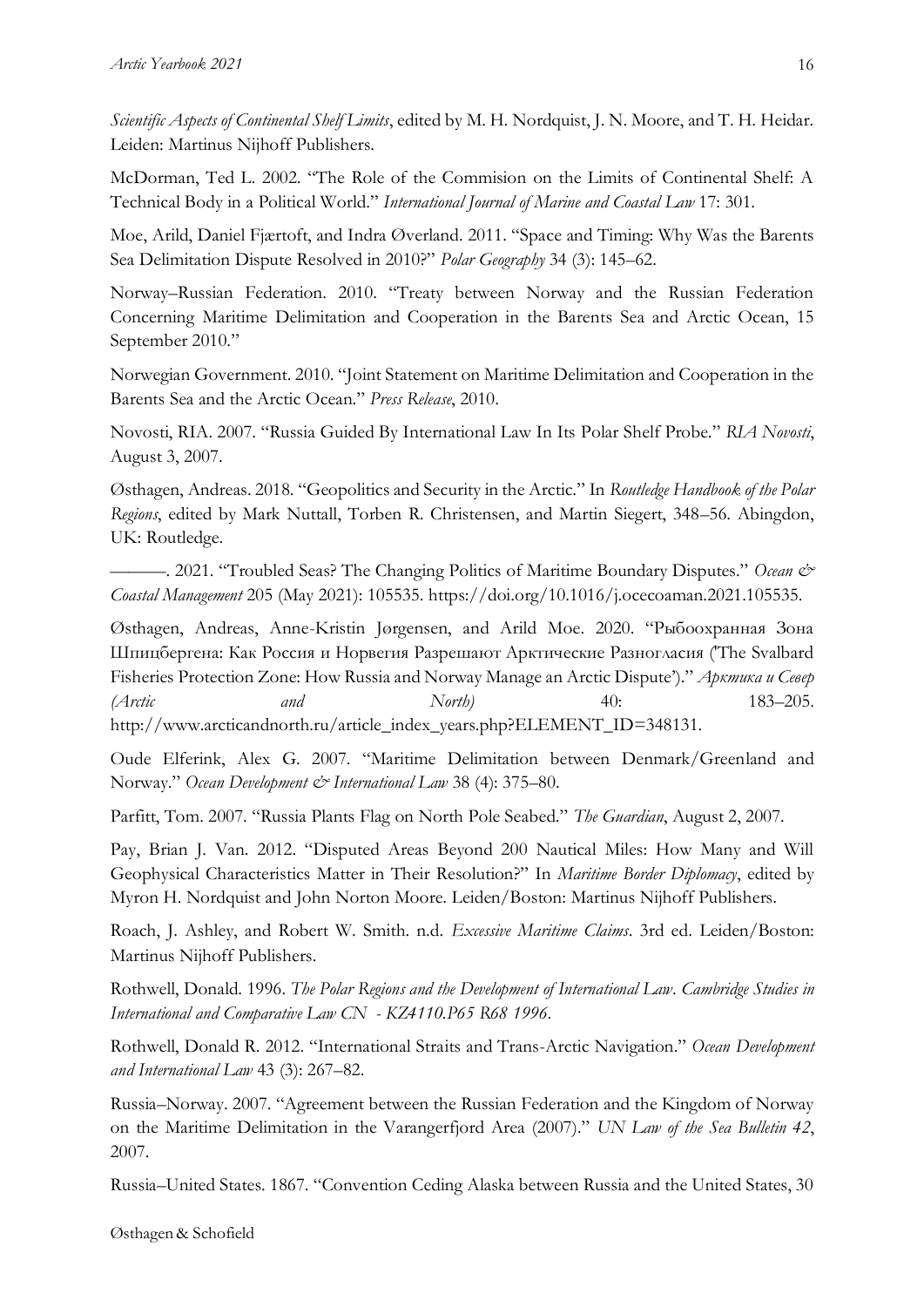*Scientific Aspects of Continental Shelf Limits*, edited by M. H. Nordquist, J. N. Moore, and T. H. Heidar. Leiden: Martinus Nijhoff Publishers.

McDorman, Ted L. 2002. "The Role of the Commision on the Limits of Continental Shelf: A Technical Body in a Political World." *International Journal of Marine and Coastal Law* 17: 301.

Moe, Arild, Daniel Fjærtoft, and Indra Øverland. 2011. "Space and Timing: Why Was the Barents Sea Delimitation Dispute Resolved in 2010?" *Polar Geography* 34 (3): 145–62.

Norway–Russian Federation. 2010. "Treaty between Norway and the Russian Federation Concerning Maritime Delimitation and Cooperation in the Barents Sea and Arctic Ocean, 15 September 2010."

Norwegian Government. 2010. "Joint Statement on Maritime Delimitation and Cooperation in the Barents Sea and the Arctic Ocean." *Press Release*, 2010.

Novosti, RIA. 2007. "Russia Guided By International Law In Its Polar Shelf Probe." *RIA Novosti*, August 3, 2007.

Østhagen, Andreas. 2018. "Geopolitics and Security in the Arctic." In *Routledge Handbook of the Polar Regions*, edited by Mark Nuttall, Torben R. Christensen, and Martin Siegert, 348–56. Abingdon, UK: Routledge.

———. 2021. "Troubled Seas? The Changing Politics of Maritime Boundary Disputes." *Ocean & Coastal Management* 205 (May 2021): 105535. https://doi.org/10.1016/j.ocecoaman.2021.105535.

Østhagen, Andreas, Anne-Kristin Jørgensen, and Arild Moe. 2020. "Рыбоохранная Зона Шпицбергена: Как Россия и Норвегия Разрешают Арктические Разногласия ('The Svalbard Fisheries Protection Zone: How Russia and Norway Manage an Arctic Dispute')." *Арктика и Север (Arctic and North)* 40: 183–205. http://www.arcticandnorth.ru/article_index_years.php?ELEMENT_ID=348131.

Oude Elferink, Alex G. 2007. "Maritime Delimitation between Denmark/Greenland and Norway." *Ocean Development & International Law* 38 (4): 375–80.

Parfitt, Tom. 2007. "Russia Plants Flag on North Pole Seabed." *The Guardian*, August 2, 2007.

Pay, Brian J. Van. 2012. "Disputed Areas Beyond 200 Nautical Miles: How Many and Will Geophysical Characteristics Matter in Their Resolution?" In *Maritime Border Diplomacy*, edited by Myron H. Nordquist and John Norton Moore. Leiden/Boston: Martinus Nijhoff Publishers.

Roach, J. Ashley, and Robert W. Smith. n.d. *Excessive Maritime Claims*. 3rd ed. Leiden/Boston: Martinus Nijhoff Publishers.

Rothwell, Donald. 1996. *The Polar Regions and the Development of International Law*. *Cambridge Studies in International and Comparative Law CN - KZ4110.P65 R68 1996*.

Rothwell, Donald R. 2012. "International Straits and Trans-Arctic Navigation." *Ocean Development and International Law* 43 (3): 267–82.

Russia–Norway. 2007. "Agreement between the Russian Federation and the Kingdom of Norway on the Maritime Delimitation in the Varangerfjord Area (2007)." *UN Law of the Sea Bulletin 42*, 2007.

Russia–United States. 1867. "Convention Ceding Alaska between Russia and the United States, 30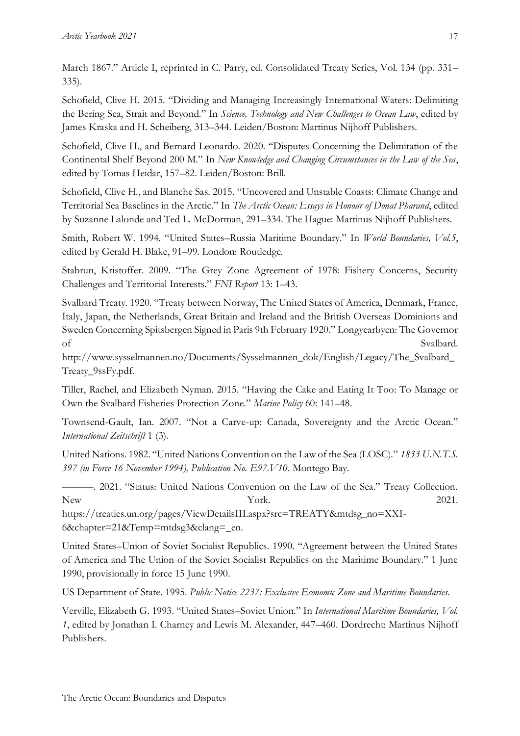March 1867." Article I, reprinted in C. Parry, ed. Consolidated Treaty Series, Vol. 134 (pp. 331–335).

Schofield, Clive H. 2015. "Dividing and Managing Increasingly International Waters: Delimiting the Bering Sea, Strait and Beyond." In *Science, Technology and New Challenges to Ocean Law*, edited by James Kraska and H. Scheiberg, 313–344. Leiden/Boston: Martinus Nijhoff Publishers.

Schofield, Clive H., and Bernard Leonardo. 2020. "Disputes Concerning the Delimitation of the Continental Shelf Beyond 200 M." In *New Knowledge and Changing Circumstances in the Law of the Sea*, edited by Tomas Heidar, 157–82. Leiden/Boston: Brill.

Schofield, Clive H., and Blanche Sas. 2015. "Uncovered and Unstable Coasts: Climate Change and Territorial Sea Baselines in the Arctic." In *The Arctic Ocean: Essays in Honour of Donat Pharand*, edited by Suzanne Lalonde and Ted L. McDorman, 291–334. The Hague: Martinus Nijhoff Publishers.

Smith, Robert W. 1994. "United States–Russia Maritime Boundary." In *World Boundaries, Vol.5*, edited by Gerald H. Blake, 91–99. London: Routledge.

Stabrun, Kristoffer. 2009. "The Grey Zone Agreement of 1978: Fishery Concerns, Security Challenges and Territorial Interests." *FNI Report* 13: 1–43.

Svalbard Treaty. 1920. "Treaty between Norway, The United States of America, Denmark, France, Italy, Japan, the Netherlands, Great Britain and Ireland and the British Overseas Dominions and Sweden Concerning Spitsbergen Signed in Paris 9th February 1920." Longyearbyen: The Governor of Svalbard. http://www.sysselmannen.no/Documents/Sysselmannen_dok/English/Legacy/The_Svalbard_Treaty_9ssFy.pdf.

Tiller, Rachel, and Elizabeth Nyman. 2015. "Having the Cake and Eating It Too: To Manage or Own the Svalbard Fisheries Protection Zone." *Marine Policy* 60: 141–48.

Townsend-Gault, Ian. 2007. "Not a Carve-up: Canada, Sovereignty and the Arctic Ocean." *International Zeitschrift* 1 (3).

United Nations. 1982. "United Nations Convention on the Law of the Sea (LOSC)." *1833 U.N.T.S. 397 (in Force 16 November 1994), Publication No. E97.V10*. Montego Bay.

———. 2021. "Status: United Nations Convention on the Law of the Sea." Treaty Collection. New York. 2021. https://treaties.un.org/pages/ViewDetailsIII.aspx?src=TREATY&mtdsg_no=XXI-6&chapter=21&Temp=mtdsg3&clang=_en.

United States–Union of Soviet Socialist Republics. 1990. "Agreement between the United States of America and The Union of the Soviet Socialist Republics on the Maritime Boundary." 1 June 1990, provisionally in force 15 June 1990.

US Department of State. 1995. *Public Notice 2237: Exclusive Economic Zone and Maritime Boundaries*.

Verville, Elizabeth G. 1993. "United States–Soviet Union." In *International Maritime Boundaries, Vol. 1*, edited by Jonathan I. Charney and Lewis M. Alexander, 447–460. Dordrecht: Martinus Nijhoff Publishers.